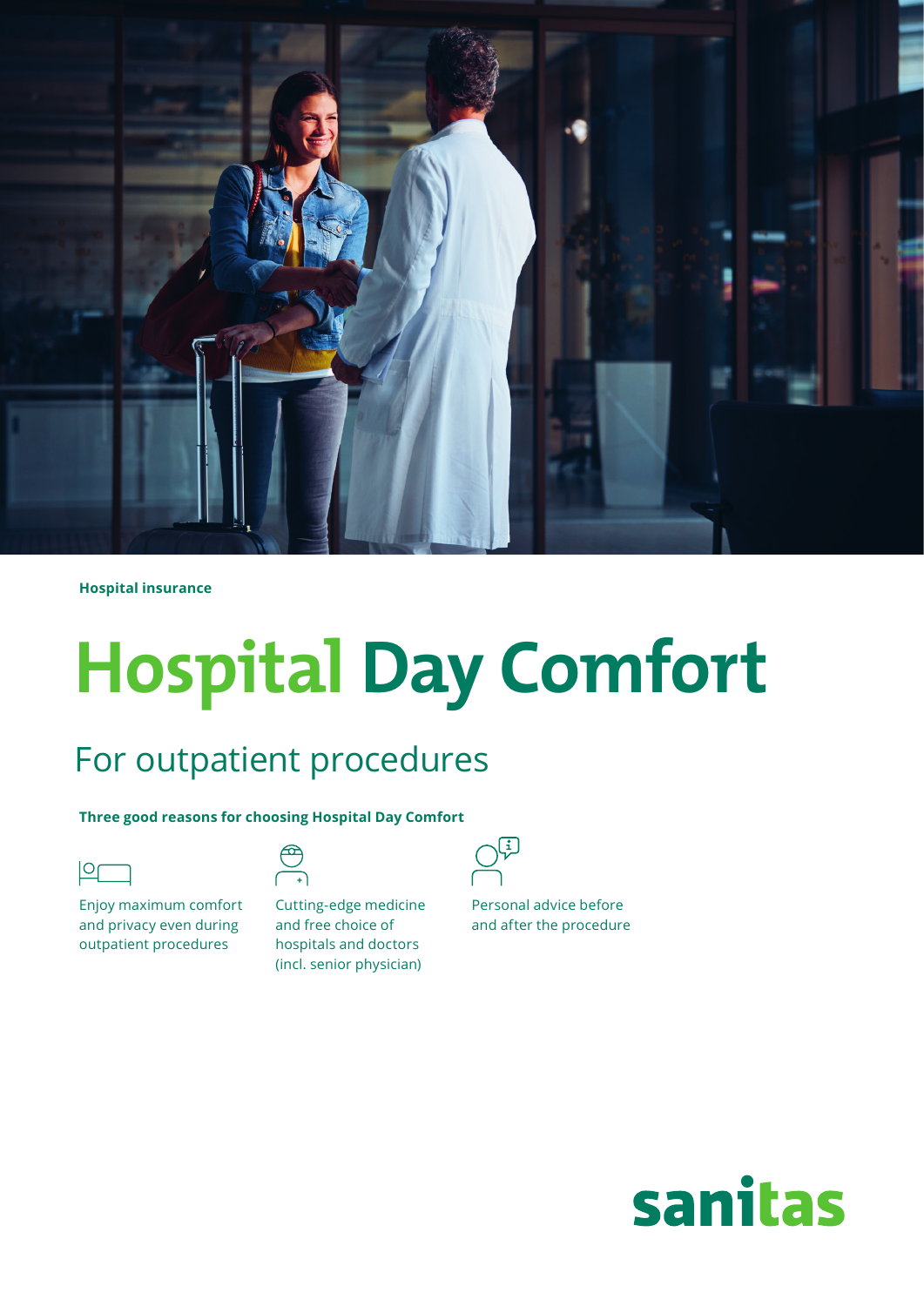Hospital insurance

# Hospital Day Comfort

## For outpatient procedures

**Three good reasons for choosing Hospital Day Comfort**

- Enjoy maximum comfort and privacy even during outpatient procedures
- Cutting-edge medicine and free choice of hospitals and doctors (incl. senior physician)
- Personal advice before and after the procedure

sanitas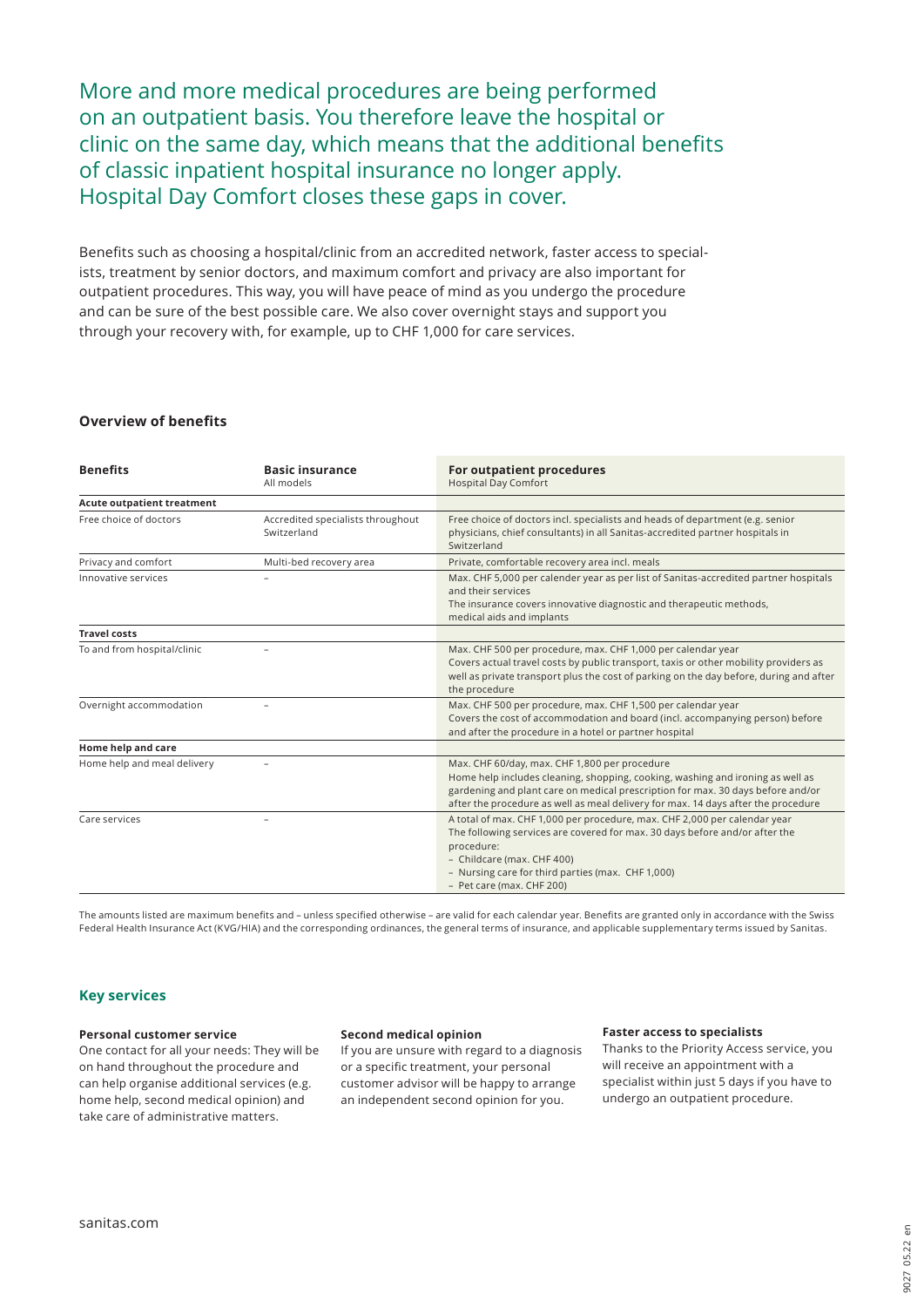More and more medical procedures are being performed on an outpatient basis. You therefore leave the hospital or clinic on the same day, which means that the additional benefits of classic inpatient hospital insurance no longer apply. Hospital Day Comfort closes these gaps in cover.

Benefits such as choosing a hospital/clinic from an accredited network, faster access to specialists, treatment by senior doctors, and maximum comfort and privacy are also important for outpatient procedures. This way, you will have peace of mind as you undergo the procedure and can be sure of the best possible care. We also cover overnight stays and support you through your recovery with, for example, up to CHF 1,000 for care services.

## Overview of benefits

| **Benefits** | **Basic insurance** All models | **For outpatient procedures** Hospital Day Comfort |
|---|---|---|
| **Acute outpatient treatment** | | |
| Free choice of doctors | Accredited specialists throughout Switzerland | Free choice of doctors incl. specialists and heads of department (e.g. senior physicians, chief consultants) in all Sanitas-accredited partner hospitals in Switzerland |
| Privacy and comfort | Multi-bed recovery area | Private, comfortable recovery area incl. meals |
| Innovative services | – | Max. CHF 5,000 per calender year as per list of Sanitas-accredited partner hospitals and their services<br>The insurance covers innovative diagnostic and therapeutic methods, medical aids and implants |
| **Travel costs** | | |
| To and from hospital/clinic | – | Max. CHF 500 per procedure, max. CHF 1,000 per calendar year<br>Covers actual travel costs by public transport, taxis or other mobility providers as well as private transport plus the cost of parking on the day before, during and after the procedure |
| Overnight accommodation | – | Max. CHF 500 per procedure, max. CHF 1,500 per calendar year<br>Covers the cost of accommodation and board (incl. accompanying person) before and after the procedure in a hotel or partner hospital |
| **Home help and care** | | |
| Home help and meal delivery | – | Max. CHF 60/day, max. CHF 1,800 per procedure<br>Home help includes cleaning, shopping, cooking, washing and ironing as well as gardening and plant care on medical prescription for max. 30 days before and/or after the procedure as well as meal delivery for max. 14 days after the procedure |
| Care services | – | A total of max. CHF 1,000 per procedure, max. CHF 2,000 per calendar year<br>The following services are covered for max. 30 days before and/or after the procedure:<br>– Childcare (max. CHF 400)<br>– Nursing care for third parties (max. CHF 1,000)<br>– Pet care (max. CHF 200) |

The amounts listed are maximum benefits and – unless specified otherwise – are valid for each calendar year. Benefits are granted only in accordance with the Swiss Federal Health Insurance Act (KVG/HIA) and the corresponding ordinances, the general terms of insurance, and applicable supplementary terms issued by Sanitas.

## Key services

**Personal customer service**
One contact for all your needs: They will be on hand throughout the procedure and can help organise additional services (e.g. home help, second medical opinion) and take care of administrative matters.

**Second medical opinion**
If you are unsure with regard to a diagnosis or a specific treatment, your personal customer advisor will be happy to arrange an independent second opinion for you.

**Faster access to specialists**
Thanks to the Priority Access service, you will receive an appointment with a specialist within just 5 days if you have to undergo an outpatient procedure.

sanitas.com

9027 05.22 en